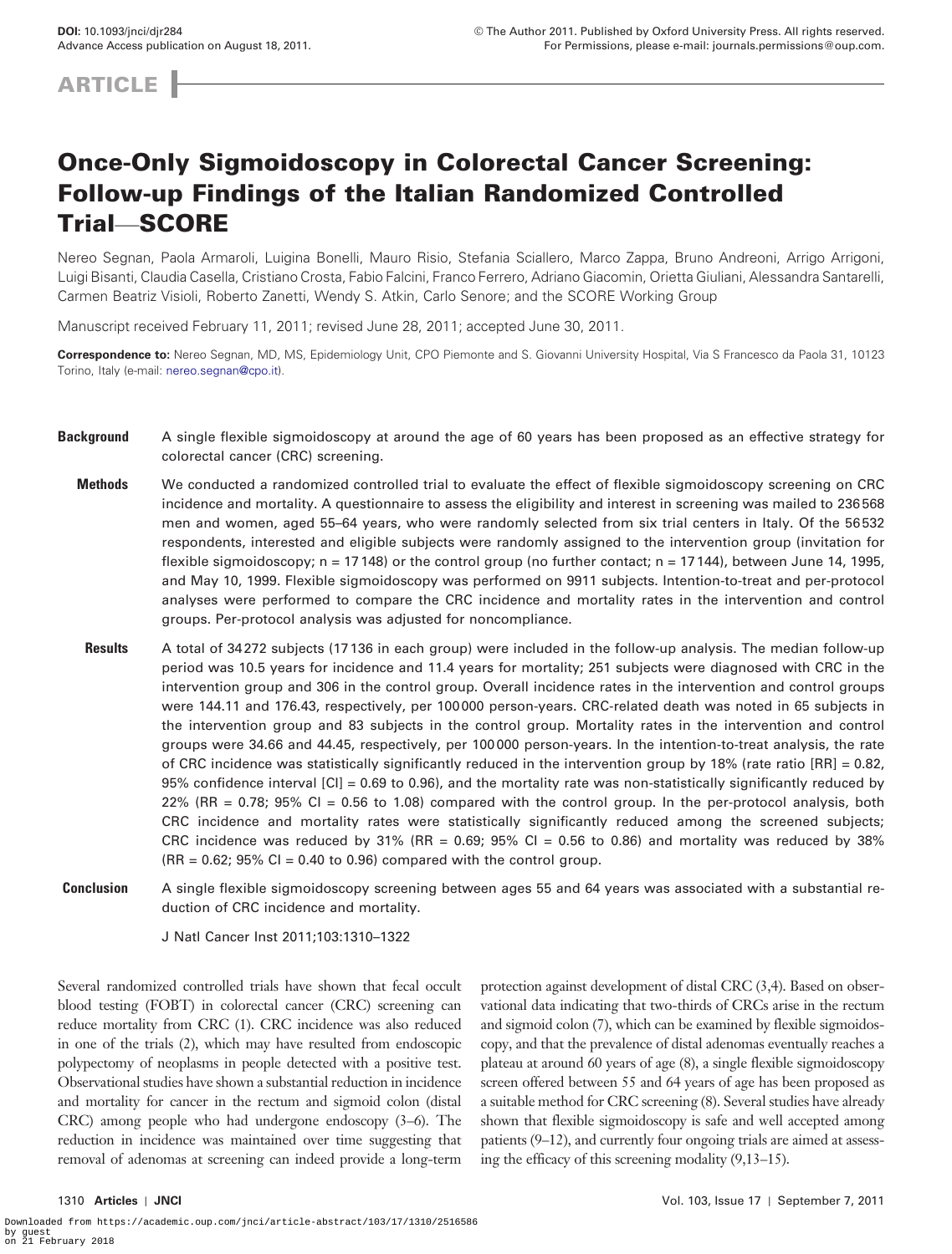ARTICLE

# Once-Only Sigmoidoscopy in Colorectal Cancer Screening: Follow-up Findings of the Italian Randomized Controlled Trial—SCORE

Nereo Segnan, Paola Armaroli, Luigina Bonelli, Mauro Risio, Stefania Sciallero, Marco Zappa, Bruno Andreoni, Arrigo Arrigoni, Luigi Bisanti, Claudia Casella, Cristiano Crosta, Fabio Falcini, Franco Ferrero, Adriano Giacomin, Orietta Giuliani, Alessandra Santarelli, Carmen Beatriz Visioli, Roberto Zanetti, Wendy S. Atkin, Carlo Senore; and the SCORE Working Group

Manuscript received February 11, 2011; revised June 28, 2011; accepted June 30, 2011.

**Correspondence to:** Nereo Segnan, MD, MS, Epidemiology Unit, CPO Piemonte and S. Giovanni University Hospital, Via S Francesco da Paola 31, 10123 Torino, Italy (e-mail: nereo.segnan@cpo.it).

**Background** A single flexible sigmoidoscopy at around the age of 60 years has been proposed as an effective strategy for colorectal cancer (CRC) screening.

**Methods** We conducted a randomized controlled trial to evaluate the effect of flexible sigmoidoscopy screening on CRC incidence and mortality. A questionnaire to assess the eligibility and interest in screening was mailed to 236 568 men and women, aged 55–64 years, who were randomly selected from six trial centers in Italy. Of the 56 532 respondents, interested and eligible subjects were randomly assigned to the intervention group (invitation for flexible sigmoidoscopy; n = 17 148) or the control group (no further contact; n = 17 144), between June 14, 1995, and May 10, 1999. Flexible sigmoidoscopy was performed on 9911 subjects. Intention-to-treat and per-protocol analyses were performed to compare the CRC incidence and mortality rates in the intervention and control groups. Per-protocol analysis was adjusted for noncompliance.

**Results** A total of 34 272 subjects (17 136 in each group) were included in the follow-up analysis. The median follow-up period was 10.5 years for incidence and 11.4 years for mortality; 251 subjects were diagnosed with CRC in the intervention group and 306 in the control group. Overall incidence rates in the intervention and control groups were 144.11 and 176.43, respectively, per 100 000 person-years. CRC-related death was noted in 65 subjects in the intervention group and 83 subjects in the control group. Mortality rates in the intervention and control groups were 34.66 and 44.45, respectively, per 100 000 person-years. In the intention-to-treat analysis, the rate of CRC incidence was statistically significantly reduced in the intervention group by 18% (rate ratio [RR] = 0.82, 95% confidence interval [CI] = 0.69 to 0.96), and the mortality rate was non-statistically significantly reduced by 22% (RR = 0.78; 95% CI = 0.56 to 1.08) compared with the control group. In the per-protocol analysis, both CRC incidence and mortality rates were statistically significantly reduced among the screened subjects; CRC incidence was reduced by 31% (RR = 0.69; 95% CI = 0.56 to 0.86) and mortality was reduced by 38% (RR = 0.62; 95% CI = 0.40 to 0.96) compared with the control group.

**Conclusion** A single flexible sigmoidoscopy screening between ages 55 and 64 years was associated with a substantial reduction of CRC incidence and mortality.

J Natl Cancer Inst 2011;103:1310–1322

Several randomized controlled trials have shown that fecal occult blood testing (FOBT) in colorectal cancer (CRC) screening can reduce mortality from CRC (1). CRC incidence was also reduced in one of the trials (2), which may have resulted from endoscopic polypectomy of neoplasms in people detected with a positive test. Observational studies have shown a substantial reduction in incidence and mortality for cancer in the rectum and sigmoid colon (distal CRC) among people who had undergone endoscopy (3–6). The reduction in incidence was maintained over time suggesting that removal of adenomas at screening can indeed provide a long-term protection against development of distal CRC (3,4). Based on observational data indicating that two-thirds of CRCs arise in the rectum and sigmoid colon (7), which can be examined by flexible sigmoidoscopy, and that the prevalence of distal adenomas eventually reaches a plateau at around 60 years of age (8), a single flexible sigmoidoscopy screen offered between 55 and 64 years of age has been proposed as a suitable method for CRC screening (8). Several studies have already shown that flexible sigmoidoscopy is safe and well accepted among patients (9–12), and currently four ongoing trials are aimed at assessing the efficacy of this screening modality (9,13–15).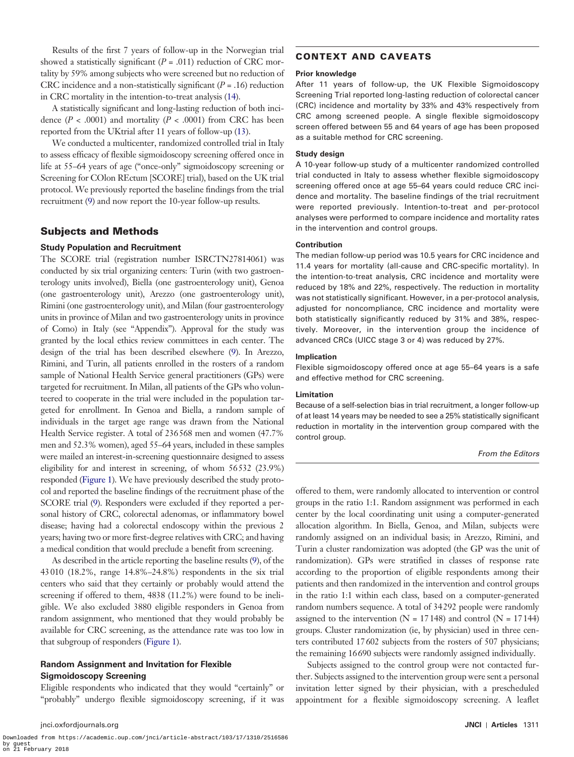Results of the first 7 years of follow-up in the Norwegian trial showed a statistically significant ($P$ = .011) reduction of CRC mortality by 59% among subjects who were screened but no reduction of CRC incidence and a non-statistically significant ($P$ = .16) reduction in CRC mortality in the intention-to-treat analysis (14).

A statistically significant and long-lasting reduction of both incidence ($P$ < .0001) and mortality ($P$ < .0001) from CRC has been reported from the UKtrial after 11 years of follow-up (13).

We conducted a multicenter, randomized controlled trial in Italy to assess efficacy of flexible sigmoidoscopy screening offered once in life at 55–64 years of age ("once-only" sigmoidoscopy screening or Screening for COlon REctum [SCORE] trial), based on the UK trial protocol. We previously reported the baseline findings from the trial recruitment (9) and now report the 10-year follow-up results.

## Subjects and Methods

### Study Population and Recruitment

The SCORE trial (registration number ISRCTN27814061) was conducted by six trial organizing centers: Turin (with two gastroenterology units involved), Biella (one gastroenterology unit), Genoa (one gastroenterology unit), Arezzo (one gastroenterology unit), Rimini (one gastroenterology unit), and Milan (four gastroenterology units in province of Milan and two gastroenterology units in province of Como) in Italy (see "Appendix"). Approval for the study was granted by the local ethics review committees in each center. The design of the trial has been described elsewhere (9). In Arezzo, Rimini, and Turin, all patients enrolled in the rosters of a random sample of National Health Service general practitioners (GPs) were targeted for recruitment. In Milan, all patients of the GPs who volunteered to cooperate in the trial were included in the population targeted for enrollment. In Genoa and Biella, a random sample of individuals in the target age range was drawn from the National Health Service register. A total of 236 568 men and women (47.7% men and 52.3% women), aged 55–64 years, included in these samples were mailed an interest-in-screening questionnaire designed to assess eligibility for and interest in screening, of whom 56 532 (23.9%) responded (Figure 1). We have previously described the study protocol and reported the baseline findings of the recruitment phase of the SCORE trial (9). Responders were excluded if they reported a personal history of CRC, colorectal adenomas, or inflammatory bowel disease; having had a colorectal endoscopy within the previous 2 years; having two or more first-degree relatives with CRC; and having a medical condition that would preclude a benefit from screening.

As described in the article reporting the baseline results (9), of the 43 010 (18.2%, range 14.8%–24.8%) respondents in the six trial centers who said that they certainly or probably would attend the screening if offered to them, 4838 (11.2%) were found to be ineligible. We also excluded 3880 eligible responders in Genoa from random assignment, who mentioned that they would probably be available for CRC screening, as the attendance rate was too low in that subgroup of responders (Figure 1).

### Random Assignment and Invitation for Flexible Sigmoidoscopy Screening

Eligible respondents who indicated that they would "certainly" or "probably" undergo flexible sigmoidoscopy screening, if it was offered to them, were randomly allocated to intervention or control groups in the ratio 1:1. Random assignment was performed in each center by the local coordinating unit using a computer-generated allocation algorithm. In Biella, Genoa, and Milan, subjects were randomly assigned on an individual basis; in Arezzo, Rimini, and Turin a cluster randomization was adopted (the GP was the unit of randomization). GPs were stratified in classes of response rate according to the proportion of eligible respondents among their patients and then randomized in the intervention and control groups in the ratio 1:1 within each class, based on a computer-generated random numbers sequence. A total of 34 292 people were randomly assigned to the intervention (N = 17 148) and control (N = 17 144) groups. Cluster randomization (ie, by physician) used in three centers contributed 17 602 subjects from the rosters of 507 physicians; the remaining 16 690 subjects were randomly assigned individually.

Subjects assigned to the control group were not contacted further. Subjects assigned to the intervention group were sent a personal invitation letter signed by their physician, with a prescheduled appointment for a flexible sigmoidoscopy screening. A leaflet

## CONTEXT AND CAVEATS

**Prior knowledge**

After 11 years of follow-up, the UK Flexible Sigmoidoscopy Screening Trial reported long-lasting reduction of colorectal cancer (CRC) incidence and mortality by 33% and 43% respectively from CRC among screened people. A single flexible sigmoidoscopy screen offered between 55 and 64 years of age has been proposed as a suitable method for CRC screening.

**Study design**

A 10-year follow-up study of a multicenter randomized controlled trial conducted in Italy to assess whether flexible sigmoidoscopy screening offered once at age 55–64 years could reduce CRC incidence and mortality. The baseline findings of the trial recruitment were reported previously. Intention-to-treat and per-protocol analyses were performed to compare incidence and mortality rates in the intervention and control groups.

**Contribution**

The median follow-up period was 10.5 years for CRC incidence and 11.4 years for mortality (all-cause and CRC-specific mortality). In the intention-to-treat analysis, CRC incidence and mortality were reduced by 18% and 22%, respectively. The reduction in mortality was not statistically significant. However, in a per-protocol analysis, adjusted for noncompliance, CRC incidence and mortality were both statistically significantly reduced by 31% and 38%, respectively. Moreover, in the intervention group the incidence of advanced CRCs (UICC stage 3 or 4) was reduced by 27%.

**Implication**

Flexible sigmoidoscopy offered once at age 55–64 years is a safe and effective method for CRC screening.

**Limitation**

Because of a self-selection bias in trial recruitment, a longer follow-up of at least 14 years may be needed to see a 25% statistically significant reduction in mortality in the intervention group compared with the control group.

*From the Editors*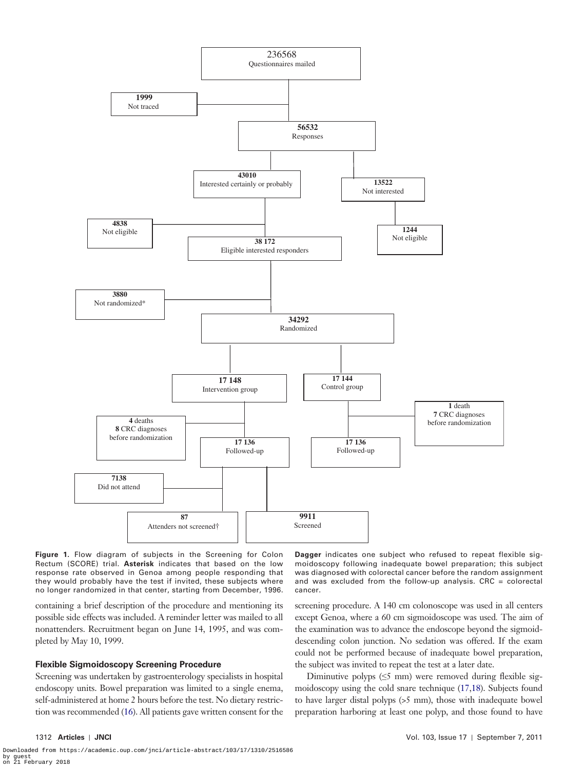236568
Questionnaires mailed

**1999**
Not traced

**56532**
Responses

**43010**
Interested certainly or probably

**13522**
Not interested

**4838**
Not eligible

**1244**
Not eligible

**38 172**
Eligible interested responders

**3880**
Not randomized*

**34292**
Randomized

**17 148**
Intervention group

**17 144**
Control group

**4** deaths
**8** CRC diagnoses before randomization

**1** death
**7** CRC diagnoses before randomization

**17 136**
Followed-up

**17 136**
Followed-up

**7138**
Did not attend

**87**
Attenders not screened†

**9911**
Screened

**Figure 1.** Flow diagram of subjects in the Screening for Colon Rectum (SCORE) trial. **Asterisk** indicates that based on the low response rate observed in Genoa among people responding that they would probably have the test if invited, these subjects where no longer randomized in that center, starting from December, 1996. **Dagger** indicates one subject who refused to repeat flexible sigmoidoscopy following inadequate bowel preparation; this subject was diagnosed with colorectal cancer before the random assignment and was excluded from the follow-up analysis. CRC = colorectal cancer.

containing a brief description of the procedure and mentioning its possible side effects was included. A reminder letter was mailed to all nonattenders. Recruitment began on June 14, 1995, and was completed by May 10, 1999.

### Flexible Sigmoidoscopy Screening Procedure

Screening was undertaken by gastroenterology specialists in hospital endoscopy units. Bowel preparation was limited to a single enema, self-administered at home 2 hours before the test. No dietary restriction was recommended (16). All patients gave written consent for the screening procedure. A 140 cm colonoscope was used in all centers except Genoa, where a 60 cm sigmoidoscope was used. The aim of the examination was to advance the endoscope beyond the sigmoid-descending colon junction. No sedation was offered. If the exam could not be performed because of inadequate bowel preparation, the subject was invited to repeat the test at a later date.

Diminutive polyps (≤5 mm) were removed during flexible sigmoidoscopy using the cold snare technique (17,18). Subjects found to have larger distal polyps (>5 mm), those with inadequate bowel preparation harboring at least one polyp, and those found to have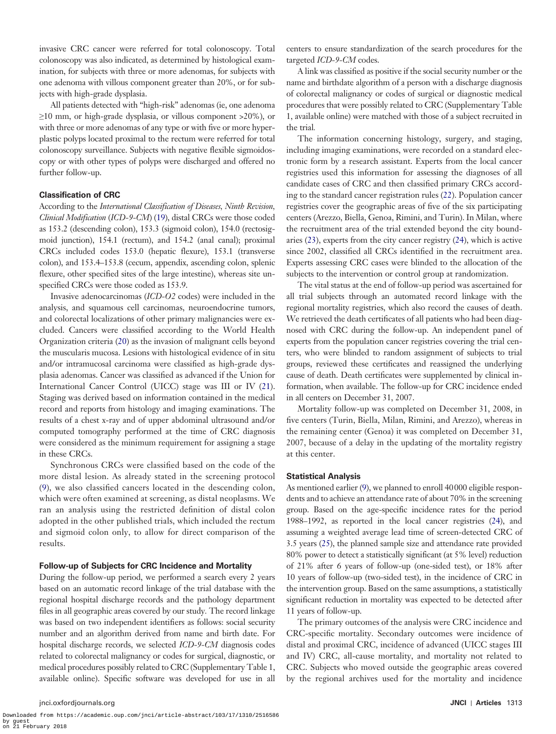invasive CRC cancer were referred for total colonoscopy. Total colonoscopy was also indicated, as determined by histological examination, for subjects with three or more adenomas, for subjects with one adenoma with villous component greater than 20%, or for subjects with high-grade dysplasia.

All patients detected with "high-risk" adenomas (ie, one adenoma ≥10 mm, or high-grade dysplasia, or villous component >20%), or with three or more adenomas of any type or with five or more hyperplastic polyps located proximal to the rectum were referred for total colonoscopy surveillance. Subjects with negative flexible sigmoidoscopy or with other types of polyps were discharged and offered no further follow-up.

### Classification of CRC

According to the *International Classification of Diseases, Ninth Revision, Clinical Modification* (*ICD-9-CM*) (19), distal CRCs were those coded as 153.2 (descending colon), 153.3 (sigmoid colon), 154.0 (rectosigmoid junction), 154.1 (rectum), and 154.2 (anal canal); proximal CRCs included codes 153.0 (hepatic flexure), 153.1 (transverse colon), and 153.4–153.8 (cecum, appendix, ascending colon, splenic flexure, other specified sites of the large intestine), whereas site unspecified CRCs were those coded as 153.9.

Invasive adenocarcinomas (*ICD-O2* codes) were included in the analysis, and squamous cell carcinomas, neuroendocrine tumors, and colorectal localizations of other primary malignancies were excluded. Cancers were classified according to the World Health Organization criteria (20) as the invasion of malignant cells beyond the muscularis mucosa. Lesions with histological evidence of in situ and/or intramucosal carcinoma were classified as high-grade dysplasia adenomas. Cancer was classified as advanced if the Union for International Cancer Control (UICC) stage was III or IV (21). Staging was derived based on information contained in the medical record and reports from histology and imaging examinations. The results of a chest x-ray and of upper abdominal ultrasound and/or computed tomography performed at the time of CRC diagnosis were considered as the minimum requirement for assigning a stage in these CRCs.

Synchronous CRCs were classified based on the code of the more distal lesion. As already stated in the screening protocol (9), we also classified cancers located in the descending colon, which were often examined at screening, as distal neoplasms. We ran an analysis using the restricted definition of distal colon adopted in the other published trials, which included the rectum and sigmoid colon only, to allow for direct comparison of the results.

### Follow-up of Subjects for CRC Incidence and Mortality

During the follow-up period, we performed a search every 2 years based on an automatic record linkage of the trial database with the regional hospital discharge records and the pathology department files in all geographic areas covered by our study. The record linkage was based on two independent identifiers as follows: social security number and an algorithm derived from name and birth date. For hospital discharge records, we selected *ICD-9-CM* diagnosis codes related to colorectal malignancy or codes for surgical, diagnostic, or medical procedures possibly related to CRC (Supplementary Table 1, available online). Specific software was developed for use in all centers to ensure standardization of the search procedures for the targeted *ICD-9-CM* codes.

A link was classified as positive if the social security number or the name and birthdate algorithm of a person with a discharge diagnosis of colorectal malignancy or codes of surgical or diagnostic medical procedures that were possibly related to CRC (Supplementary Table 1, available online) were matched with those of a subject recruited in the trial.

The information concerning histology, surgery, and staging, including imaging examinations, were recorded on a standard electronic form by a research assistant. Experts from the local cancer registries used this information for assessing the diagnoses of all candidate cases of CRC and then classified primary CRCs according to the standard cancer registration rules (22). Population cancer registries cover the geographic areas of five of the six participating centers (Arezzo, Biella, Genoa, Rimini, and Turin). In Milan, where the recruitment area of the trial extended beyond the city boundaries (23), experts from the city cancer registry (24), which is active since 2002, classified all CRCs identified in the recruitment area. Experts assessing CRC cases were blinded to the allocation of the subjects to the intervention or control group at randomization.

The vital status at the end of follow-up period was ascertained for all trial subjects through an automated record linkage with the regional mortality registries, which also record the causes of death. We retrieved the death certificates of all patients who had been diagnosed with CRC during the follow-up. An independent panel of experts from the population cancer registries covering the trial centers, who were blinded to random assignment of subjects to trial groups, reviewed these certificates and reassigned the underlying cause of death. Death certificates were supplemented by clinical information, when available. The follow-up for CRC incidence ended in all centers on December 31, 2007.

Mortality follow-up was completed on December 31, 2008, in five centers (Turin, Biella, Milan, Rimini, and Arezzo), whereas in the remaining center (Genoa) it was completed on December 31, 2007, because of a delay in the updating of the mortality registry at this center.

### Statistical Analysis

As mentioned earlier (9), we planned to enroll 40 000 eligible respondents and to achieve an attendance rate of about 70% in the screening group. Based on the age-specific incidence rates for the period 1988–1992, as reported in the local cancer registries (24), and assuming a weighted average lead time of screen-detected CRC of 3.5 years (25), the planned sample size and attendance rate provided 80% power to detect a statistically significant (at 5% level) reduction of 21% after 6 years of follow-up (one-sided test), or 18% after 10 years of follow-up (two-sided test), in the incidence of CRC in the intervention group. Based on the same assumptions, a statistically significant reduction in mortality was expected to be detected after 11 years of follow-up.

The primary outcomes of the analysis were CRC incidence and CRC-specific mortality. Secondary outcomes were incidence of distal and proximal CRC, incidence of advanced (UICC stages III and IV) CRC, all-cause mortality, and mortality not related to CRC. Subjects who moved outside the geographic areas covered by the regional archives used for the mortality and incidence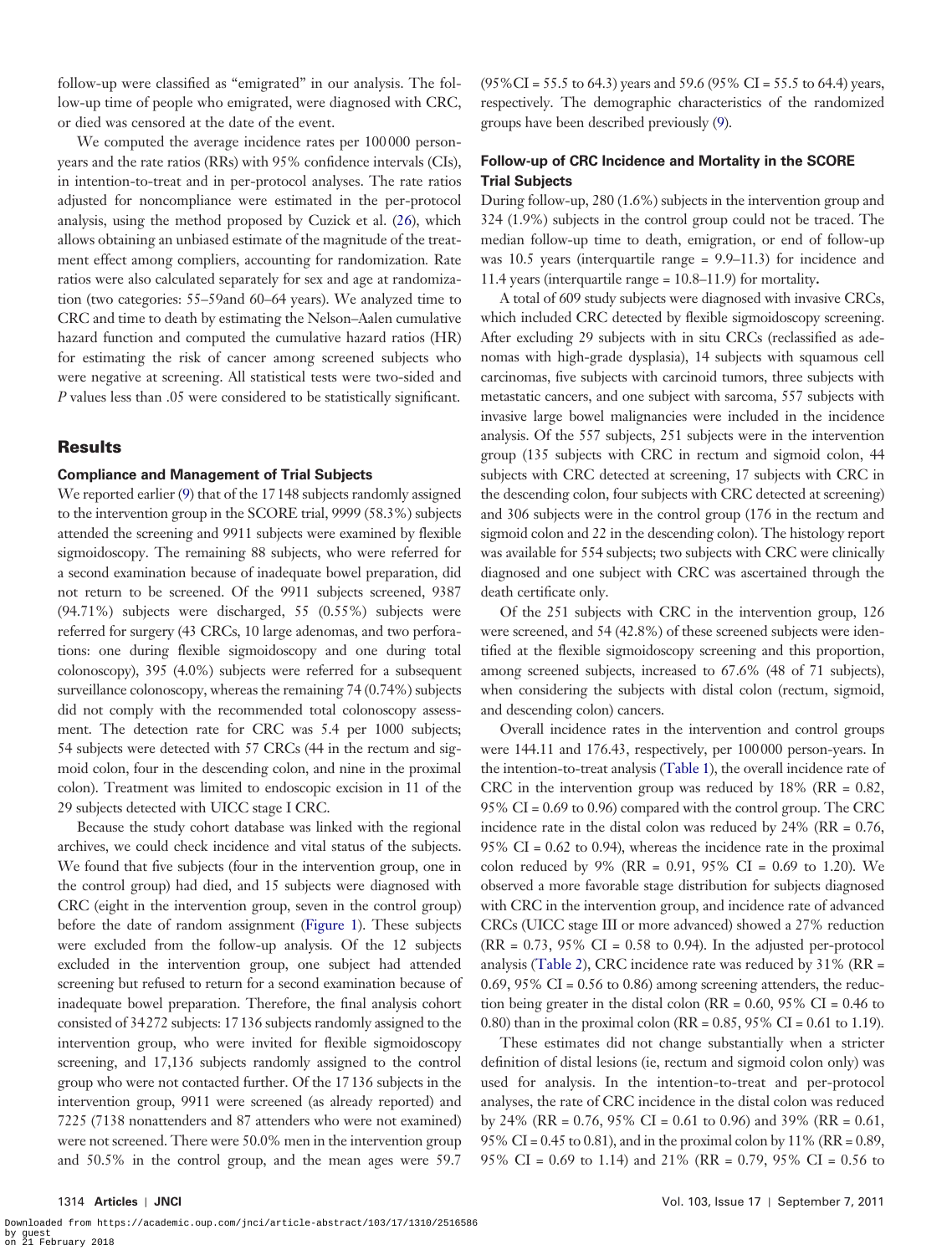follow-up were classified as "emigrated" in our analysis. The follow-up time of people who emigrated, were diagnosed with CRC, or died was censored at the date of the event.

We computed the average incidence rates per 100 000 person-years and the rate ratios (RRs) with 95% confidence intervals (CIs), in intention-to-treat and in per-protocol analyses. The rate ratios adjusted for noncompliance were estimated in the per-protocol analysis, using the method proposed by Cuzick et al. (26), which allows obtaining an unbiased estimate of the magnitude of the treatment effect among compliers, accounting for randomization. Rate ratios were also calculated separately for sex and age at randomization (two categories: 55–59and 60–64 years). We analyzed time to CRC and time to death by estimating the Nelson–Aalen cumulative hazard function and computed the cumulative hazard ratios (HR) for estimating the risk of cancer among screened subjects who were negative at screening. All statistical tests were two-sided and *P* values less than .05 were considered to be statistically significant.

## Results

### Compliance and Management of Trial Subjects

We reported earlier (9) that of the 17 148 subjects randomly assigned to the intervention group in the SCORE trial, 9999 (58.3%) subjects attended the screening and 9911 subjects were examined by flexible sigmoidoscopy. The remaining 88 subjects, who were referred for a second examination because of inadequate bowel preparation, did not return to be screened. Of the 9911 subjects screened, 9387 (94.71%) subjects were discharged, 55 (0.55%) subjects were referred for surgery (43 CRCs, 10 large adenomas, and two perforations: one during flexible sigmoidoscopy and one during total colonoscopy), 395 (4.0%) subjects were referred for a subsequent surveillance colonoscopy, whereas the remaining 74 (0.74%) subjects did not comply with the recommended total colonoscopy assessment. The detection rate for CRC was 5.4 per 1000 subjects; 54 subjects were detected with 57 CRCs (44 in the rectum and sigmoid colon, four in the descending colon, and nine in the proximal colon). Treatment was limited to endoscopic excision in 11 of the 29 subjects detected with UICC stage I CRC.

Because the study cohort database was linked with the regional archives, we could check incidence and vital status of the subjects. We found that five subjects (four in the intervention group, one in the control group) had died, and 15 subjects were diagnosed with CRC (eight in the intervention group, seven in the control group) before the date of random assignment (Figure 1). These subjects were excluded from the follow-up analysis. Of the 12 subjects excluded in the intervention group, one subject had attended screening but refused to return for a second examination because of inadequate bowel preparation. Therefore, the final analysis cohort consisted of 34 272 subjects: 17 136 subjects randomly assigned to the intervention group, who were invited for flexible sigmoidoscopy screening, and 17,136 subjects randomly assigned to the control group who were not contacted further. Of the 17 136 subjects in the intervention group, 9911 were screened (as already reported) and 7225 (7138 nonattenders and 87 attenders who were not examined) were not screened. There were 50.0% men in the intervention group and 50.5% in the control group, and the mean ages were 59.7 (95%CI = 55.5 to 64.3) years and 59.6 (95% CI = 55.5 to 64.4) years, respectively. The demographic characteristics of the randomized groups have been described previously (9).

### Follow-up of CRC Incidence and Mortality in the SCORE Trial Subjects

During follow-up, 280 (1.6%) subjects in the intervention group and 324 (1.9%) subjects in the control group could not be traced. The median follow-up time to death, emigration, or end of follow-up was 10.5 years (interquartile range = 9.9–11.3) for incidence and 11.4 years (interquartile range = 10.8–11.9) for mortality.

A total of 609 study subjects were diagnosed with invasive CRCs, which included CRC detected by flexible sigmoidoscopy screening. After excluding 29 subjects with in situ CRCs (reclassified as adenomas with high-grade dysplasia), 14 subjects with squamous cell carcinomas, five subjects with carcinoid tumors, three subjects with metastatic cancers, and one subject with sarcoma, 557 subjects with invasive large bowel malignancies were included in the incidence analysis. Of the 557 subjects, 251 subjects were in the intervention group (135 subjects with CRC in rectum and sigmoid colon, 44 subjects with CRC detected at screening, 17 subjects with CRC in the descending colon, four subjects with CRC detected at screening) and 306 subjects were in the control group (176 in the rectum and sigmoid colon and 22 in the descending colon). The histology report was available for 554 subjects; two subjects with CRC were clinically diagnosed and one subject with CRC was ascertained through the death certificate only.

Of the 251 subjects with CRC in the intervention group, 126 were screened, and 54 (42.8%) of these screened subjects were identified at the flexible sigmoidoscopy screening and this proportion, among screened subjects, increased to 67.6% (48 of 71 subjects), when considering the subjects with distal colon (rectum, sigmoid, and descending colon) cancers.

Overall incidence rates in the intervention and control groups were 144.11 and 176.43, respectively, per 100 000 person-years. In the intention-to-treat analysis (Table 1), the overall incidence rate of CRC in the intervention group was reduced by 18% (RR = 0.82, 95% CI = 0.69 to 0.96) compared with the control group. The CRC incidence rate in the distal colon was reduced by 24% (RR = 0.76, 95% CI = 0.62 to 0.94), whereas the incidence rate in the proximal colon reduced by 9% (RR = 0.91, 95% CI = 0.69 to 1.20). We observed a more favorable stage distribution for subjects diagnosed with CRC in the intervention group, and incidence rate of advanced CRCs (UICC stage III or more advanced) showed a 27% reduction (RR = 0.73, 95% CI = 0.58 to 0.94). In the adjusted per-protocol analysis (Table 2), CRC incidence rate was reduced by 31% (RR = 0.69, 95% CI = 0.56 to 0.86) among screening attenders, the reduction being greater in the distal colon (RR = 0.60, 95% CI = 0.46 to 0.80) than in the proximal colon (RR = 0.85, 95% CI = 0.61 to 1.19).

These estimates did not change substantially when a stricter definition of distal lesions (ie, rectum and sigmoid colon only) was used for analysis. In the intention-to-treat and per-protocol analyses, the rate of CRC incidence in the distal colon was reduced by 24% (RR = 0.76, 95% CI = 0.61 to 0.96) and 39% (RR = 0.61, 95% CI = 0.45 to 0.81), and in the proximal colon by 11% (RR = 0.89, 95% CI = 0.69 to 1.14) and 21% (RR = 0.79, 95% CI = 0.56 to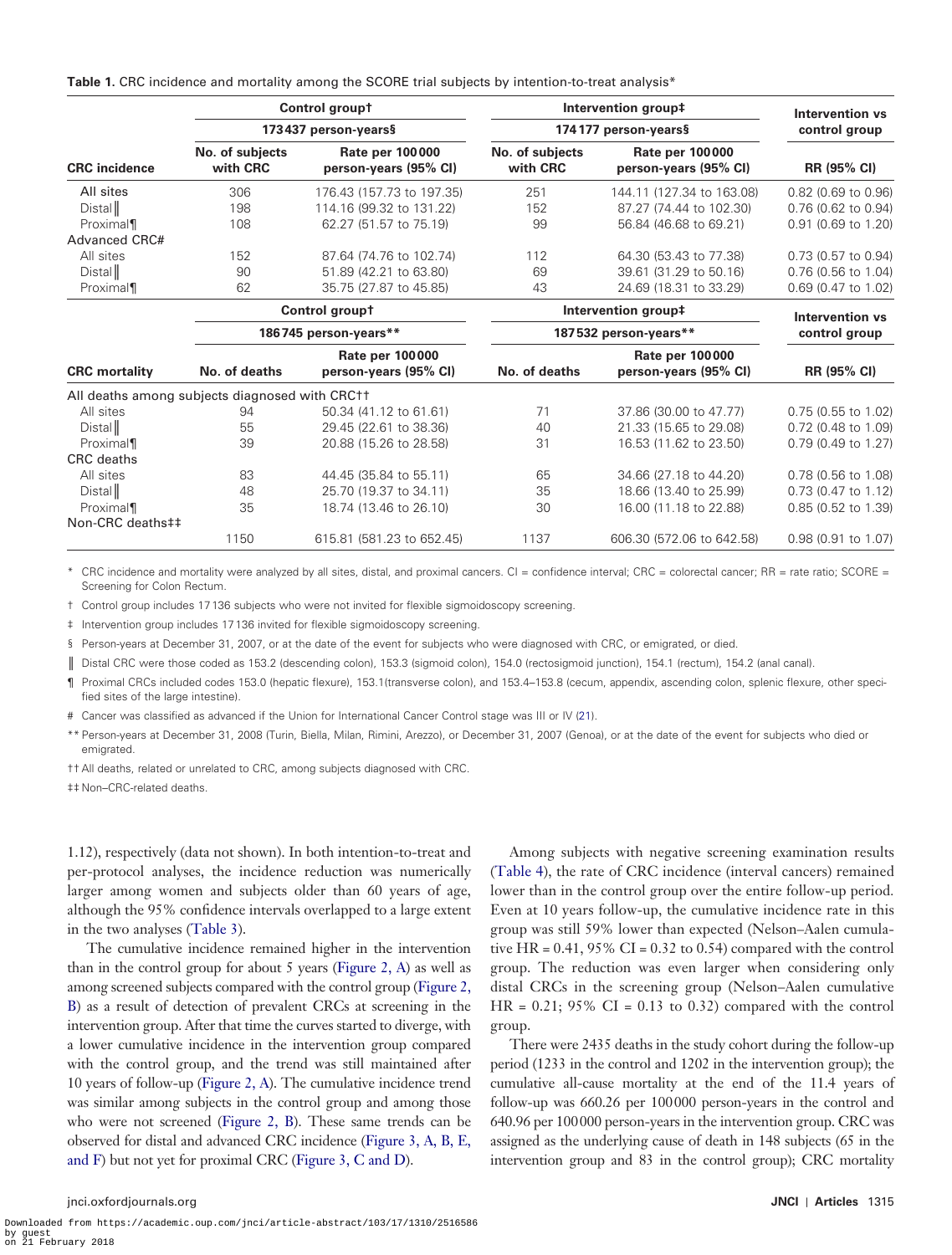**Table 1.** CRC incidence and mortality among the SCORE trial subjects by intention-to-treat analysis*

| CRC incidence | Control group† 173 437 person-years§ | | Intervention group‡ 174 177 person-years§ | | Intervention vs control group |
|---|---|---|---|---|---|
| | No. of subjects with CRC | Rate per 100 000 person-years (95% CI) | No. of subjects with CRC | Rate per 100 000 person-years (95% CI) | RR (95% CI) |
| All sites | 306 | 176.43 (157.73 to 197.35) | 251 | 144.11 (127.34 to 163.08) | 0.82 (0.69 to 0.96) |
| Distal‖ | 198 | 114.16 (99.32 to 131.22) | 152 | 87.27 (74.44 to 102.30) | 0.76 (0.62 to 0.94) |
| Proximal¶ | 108 | 62.27 (51.57 to 75.19) | 99 | 56.84 (46.68 to 69.21) | 0.91 (0.69 to 1.20) |
| Advanced CRC# | | | | | |
| All sites | 152 | 87.64 (74.76 to 102.74) | 112 | 64.30 (53.43 to 77.38) | 0.73 (0.57 to 0.94) |
| Distal‖ | 90 | 51.89 (42.21 to 63.80) | 69 | 39.61 (31.29 to 50.16) | 0.76 (0.56 to 1.04) |
| Proximal¶ | 62 | 35.75 (27.87 to 45.85) | 43 | 24.69 (18.31 to 33.29) | 0.69 (0.47 to 1.02) |
| **CRC mortality** | **Control group† 186 745 person-years\*\*** | | **Intervention group‡ 187 532 person-years\*\*** | | **Intervention vs control group** |
| | **No. of deaths** | **Rate per 100 000 person-years (95% CI)** | **No. of deaths** | **Rate per 100 000 person-years (95% CI)** | **RR (95% CI)** |
| All deaths among subjects diagnosed with CRC†† | | | | | |
| All sites | 94 | 50.34 (41.12 to 61.61) | 71 | 37.86 (30.00 to 47.77) | 0.75 (0.55 to 1.02) |
| Distal‖ | 55 | 29.45 (22.61 to 38.36) | 40 | 21.33 (15.65 to 29.08) | 0.72 (0.48 to 1.09) |
| Proximal¶ | 39 | 20.88 (15.26 to 28.58) | 31 | 16.53 (11.62 to 23.50) | 0.79 (0.49 to 1.27) |
| CRC deaths | | | | | |
| All sites | 83 | 44.45 (35.84 to 55.11) | 65 | 34.66 (27.18 to 44.20) | 0.78 (0.56 to 1.08) |
| Distal‖ | 48 | 25.70 (19.37 to 34.11) | 35 | 18.66 (13.40 to 25.99) | 0.73 (0.47 to 1.12) |
| Proximal¶ | 35 | 18.74 (13.46 to 26.10) | 30 | 16.00 (11.18 to 22.88) | 0.85 (0.52 to 1.39) |
| Non-CRC deaths‡‡ | 1150 | 615.81 (581.23 to 652.45) | 1137 | 606.30 (572.06 to 642.58) | 0.98 (0.91 to 1.07) |

\* CRC incidence and mortality were analyzed by all sites, distal, and proximal cancers. CI = confidence interval; CRC = colorectal cancer; RR = rate ratio; SCORE = Screening for Colon Rectum.

† Control group includes 17 136 subjects who were not invited for flexible sigmoidoscopy screening.

‡ Intervention group includes 17 136 invited for flexible sigmoidoscopy screening.

§ Person-years at December 31, 2007, or at the date of the event for subjects who were diagnosed with CRC, or emigrated, or died.

‖ Distal CRC were those coded as 153.2 (descending colon), 153.3 (sigmoid colon), 154.0 (rectosigmoid junction), 154.1 (rectum), 154.2 (anal canal).

¶ Proximal CRCs included codes 153.0 (hepatic flexure), 153.1(transverse colon), and 153.4–153.8 (cecum, appendix, ascending colon, splenic flexure, other specified sites of the large intestine).

\# Cancer was classified as advanced if the Union for International Cancer Control stage was III or IV (21).

\*\* Person-years at December 31, 2008 (Turin, Biella, Milan, Rimini, Arezzo), or December 31, 2007 (Genoa), or at the date of the event for subjects who died or emigrated.

†† All deaths, related or unrelated to CRC, among subjects diagnosed with CRC.

‡‡ Non–CRC-related deaths.

1.12), respectively (data not shown). In both intention-to-treat and per-protocol analyses, the incidence reduction was numerically larger among women and subjects older than 60 years of age, although the 95% confidence intervals overlapped to a large extent in the two analyses (Table 3).

The cumulative incidence remained higher in the intervention than in the control group for about 5 years (Figure 2, A) as well as among screened subjects compared with the control group (Figure 2, B) as a result of detection of prevalent CRCs at screening in the intervention group. After that time the curves started to diverge, with a lower cumulative incidence in the intervention group compared with the control group, and the trend was still maintained after 10 years of follow-up (Figure 2, A). The cumulative incidence trend was similar among subjects in the control group and among those who were not screened (Figure 2, B). These same trends can be observed for distal and advanced CRC incidence (Figure 3, A, B, E, and F) but not yet for proximal CRC (Figure 3, C and D).

Among subjects with negative screening examination results (Table 4), the rate of CRC incidence (interval cancers) remained lower than in the control group over the entire follow-up period. Even at 10 years follow-up, the cumulative incidence rate in this group was still 59% lower than expected (Nelson–Aalen cumulative HR = 0.41, 95% CI = 0.32 to 0.54) compared with the control group. The reduction was even larger when considering only distal CRCs in the screening group (Nelson–Aalen cumulative HR = 0.21; 95% CI = 0.13 to 0.32) compared with the control group.

There were 2435 deaths in the study cohort during the follow-up period (1233 in the control and 1202 in the intervention group); the cumulative all-cause mortality at the end of the 11.4 years of follow-up was 660.26 per 100 000 person-years in the control and 640.96 per 100 000 person-years in the intervention group. CRC was assigned as the underlying cause of death in 148 subjects (65 in the intervention group and 83 in the control group); CRC mortality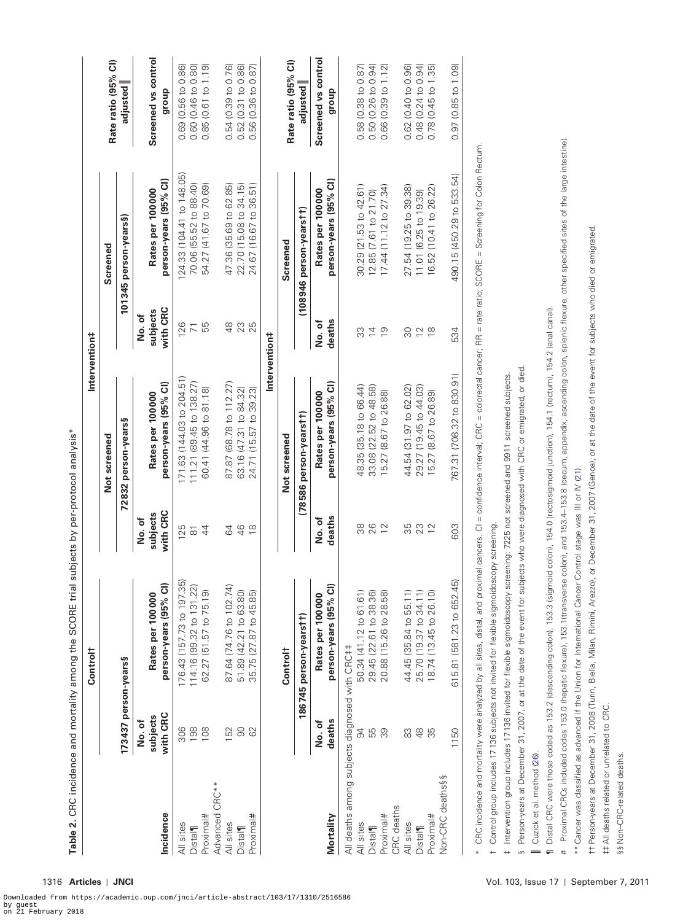**Table 2.** CRC incidence and mortality among the SCORE trial subjects by per-protocol analysis*

| Incidence | Control† | | Intervention‡ | | | | Rate ratio (95% CI) adjusted‖ |
|---|---|---|---|---|---|---|---|
| | 173437 person-years§ | | Not screened 72832 person-years§ | | Screened 101345 person-years§ | | Screened vs control group |
| | No. of subjects with CRC | Rates per 100000 person-years (95% CI) | No. of subjects with CRC | Rates per 100000 person-years (95% CI) | No. of subjects with CRC | Rates per 100000 person-years (95% CI) | |
| All sites | 306 | 176.43 (157.73 to 197.35) | 125 | 171.63 (144.03 to 204.51) | 126 | 124.33 (104.41 to 148.05) | 0.69 (0.56 to 0.86) |
| Distal¶ | 198 | 114.16 (99.32 to 131.22) | 81 | 111.21 (89.45 to 138.27) | 71 | 70.06 (55.52 to 88.40) | 0.60 (0.46 to 0.80) |
| Proximal# | 108 | 62.27 (51.57 to 75.19) | 44 | 60.41 (44.96 to 81.18) | 55 | 54.27 (41.67 to 70.69) | 0.85 (0.61 to 1.19) |
| Advanced CRC** | | | | | | | |
| All sites | 152 | 87.64 (74.76 to 102.74) | 64 | 87.87 (68.78 to 112.27) | 48 | 47.36 (35.69 to 62.85) | 0.54 (0.39 to 0.76) |
| Distal¶ | 90 | 51.89 (42.21 to 63.80) | 46 | 63.16 (47.31 to 84.32) | 23 | 22.70 (15.08 to 34.15) | 0.52 (0.31 to 0.86) |
| Proximal# | 62 | 35.75 (27.87 to 45.85) | 18 | 24.71 (15.57 to 39.23) | 25 | 24.67 (16.67 to 36.51) | 0.56 (0.36 to 0.87) |

| Mortality | Control† | | Intervention‡ | | | | Rate ratio (95% CI) adjusted‖ |
|---|---|---|---|---|---|---|---|
| | 186745 person-years†† | | Not screened (78586 person-years††) | | Screened (108946 person-years††) | | Screened vs control group |
| | No. of deaths | Rates per 100000 person-years (95% CI) | No. of deaths | Rates per 100000 person-years (95% CI) | No. of deaths | Rates per 100000 person-years (95% CI) | |
| All deaths among subjects diagnosed with CRC‡‡ | | | | | | | |
| All sites | 94 | 50.34 (41.12 to 61.61) | 38 | 48.35 (35.18 to 66.44) | 33 | 30.29 (21.53 to 42.61) | 0.58 (0.38 to 0.87) |
| Distal¶ | 55 | 29.45 (22.61 to 38.36) | 26 | 33.08 (22.52 to 48.58) | 14 | 12.85 (7.61 to 21.70) | 0.50 (0.26 to 0.94) |
| Proximal# | 39 | 20.88 (15.26 to 28.58) | 12 | 15.27 (8.67 to 26.88) | 19 | 17.44 (11.12 to 27.34) | 0.66 (0.39 to 1.12) |
| CRC deaths | | | | | | | |
| All sites | 83 | 44.45 (35.84 to 55.11) | 35 | 44.54 (31.97 to 62.02) | 30 | 27.54 (19.25 to 39.38) | 0.62 (0.40 to 0.96) |
| Distal¶ | 48 | 25.70 (19.37 to 34.11) | 23 | 29.27 (19.45 to 44.03) | 12 | 11.01 (6.25 to 19.39) | 0.48 (0.24 to 0.94) |
| Proximal# | 35 | 18.74 (13.45 to 26.10) | 12 | 15.27 (8.67 to 26.89) | 18 | 16.52 (10.41 to 26.22) | 0.78 (0.45 to 1.35) |
| Non-CRC deaths§§ | 1150 | 615.81 (581.23 to 652.45) | 603 | 767.31 (708.32 to 830.91) | 534 | 490.15 (450.29 to 533.54) | 0.97 (0.85 to 1.09) |

\* CRC incidence and mortality were analyzed by all sites, distal, and proximal cancers. CI = confidence interval; CRC = colorectal cancer; RR = rate ratio; SCORE = Screening for Colon Rectum.

† Control group includes 17136 subjects not invited for flexible sigmoidoscopy screening.

‡ Intervention group includes 17136 invited for flexible sigmoidoscopy screening: 7225 not screened and 9911 screened subjects.

§ Person-years at December 31, 2007, or at the date of the event for subjects who were diagnosed with CRC or emigrated, or died.

‖ Cuzick et al. method (26).

¶ Distal CRC were those coded as 153.2 (descending colon), 153.3 (sigmoid colon), 154.0 (rectosigmoid junction), 154.1 (rectum), 154.2 (anal canal).

\# Proximal CRCs included codes 153.0 (hepatic flexure), 153.1(transverse colon), and 153.4–153.8 (cecum, appendix, ascending colon, splenic flexure, other specified sites of the large intestine).

\** Cancer was classified as advanced if the Union for International Cancer Control stage was III or IV (21).

†† Person-years at December 31, 2008 (Turin, Biella, Milan, Rimini, Arezzo), or December 31, 2007 (Genoa), or at the date of the event for subjects who died or emigrated.

‡‡ All deaths related or unrelated to CRC.

§§ Non–CRC-related deaths.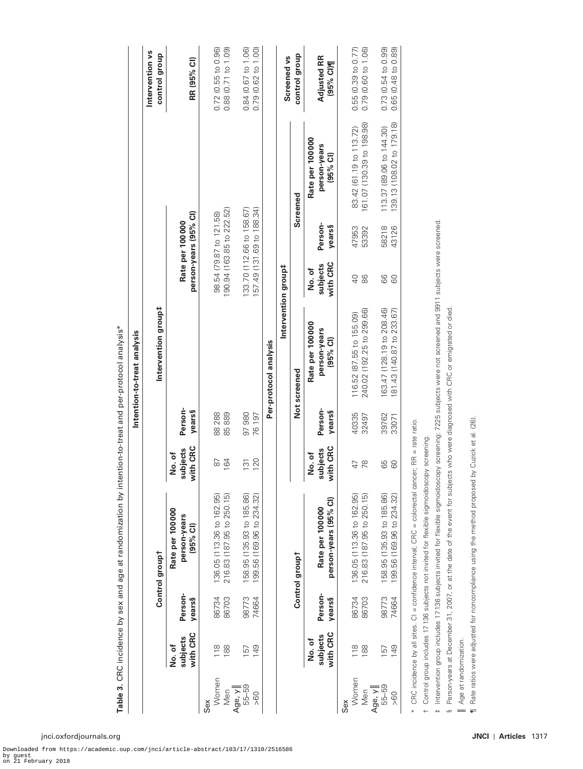**Table 3.** CRC incidence by sex and age at randomization by intention-to-treat and per-protocol analysis*

**Intention-to-treat analysis**

| | Control group† | | | Intervention group‡ | | | Intervention vs control group |
|---|---|---|---|---|---|---|---|
| | No. of subjects with CRC | Person-years§ | Rate per 100 000 person-years (95% CI) | No. of subjects with CRC | Person-years§ | Rate per 100 000 person-years (95% CI) | RR (95% CI) |
| Sex | | | | | | | |
| Women | 118 | 86734 | 136.05 (113.36 to 162.95) | 87 | 88 288 | 98.54 (79.87 to 121.58) | 0.72 (0.55 to 0.96) |
| Men | 188 | 86703 | 216.83 (187.95 to 250.15) | 164 | 85 889 | 190.94 (163.85 to 222.52) | 0.88 (0.71 to 1.09) |
| Age, y‖ | | | | | | | |
| 55–59 | 157 | 98773 | 158.95 (135.93 to 185.86) | 131 | 97 980 | 133.70 (112.66 to 158.67) | 0.84 (0.67 to 1.06) |
| >60 | 149 | 74664 | 199.56 (169.96 to 234.32) | 120 | 76 197 | 157.49 (131.69 to 188.34) | 0.79 (0.62 to 1.00) |

**Per-protocol analysis**

| | Control group† | | | Intervention group‡: Not screened | | | Intervention group‡: Screened | | | Screened vs control group |
|---|---|---|---|---|---|---|---|---|---|---|
| | No. of subjects with CRC | Person-years§ | Rate per 100 000 person-years (95% CI) | No. of subjects with CRC | Person-years§ | Rate per 100 000 person-years (95% CI) | No. of subjects with CRC | Person-years§ | Rate per 100 000 person-years (95% CI) | Adjusted RR (95% CI)¶ |
| Sex | | | | | | | | | | |
| Women | 118 | 86734 | 136.05 (113.36 to 162.95) | 47 | 40335 | 116.52 (87.55 to 155.09) | 40 | 47953 | 83.42 (61.19 to 113.72) | 0.55 (0.39 to 0.77) |
| Men | 188 | 86703 | 216.83 (187.95 to 250.15) | 78 | 32497 | 240.02 (192.25 to 299.66) | 86 | 53392 | 161.07 (130.39 to 198.98) | 0.79 (0.60 to 1.06) |
| Age, y‖ | | | | | | | | | | |
| 55–59 | 157 | 98773 | 158.95 (135.93 to 185.86) | 65 | 39762 | 163.47 (128.19 to 208.46) | 66 | 58218 | 113.37 (89.06 to 144.30) | 0.73 (0.54 to 0.99) |
| >60 | 149 | 74664 | 199.56 (169.96 to 234.32) | 60 | 33071 | 181.43 (140.87 to 233.67) | 60 | 43126 | 139.13 (108.02 to 179.18) | 0.65 (0.48 to 0.89) |

\* CRC incidence by all sites. CI = confidence interval; CRC = colorectal cancer; RR = rate ratio.

† Control group includes 17 136 subjects not invited for flexible sigmoidoscopy screening.

‡ Intervention group includes 17 136 subjects invited for flexible sigmoidoscopy screening: 7225 subjects were not screened and 9911 subjects were screened.

§ Person-years at December 31, 2007, or at the date of the event for subjects who were diagnosed with CRC or emigrated or died.

‖ Age at randomization.

¶ Rate ratios were adjusted for noncompliance using the method proposed by Cuzick et al. (26).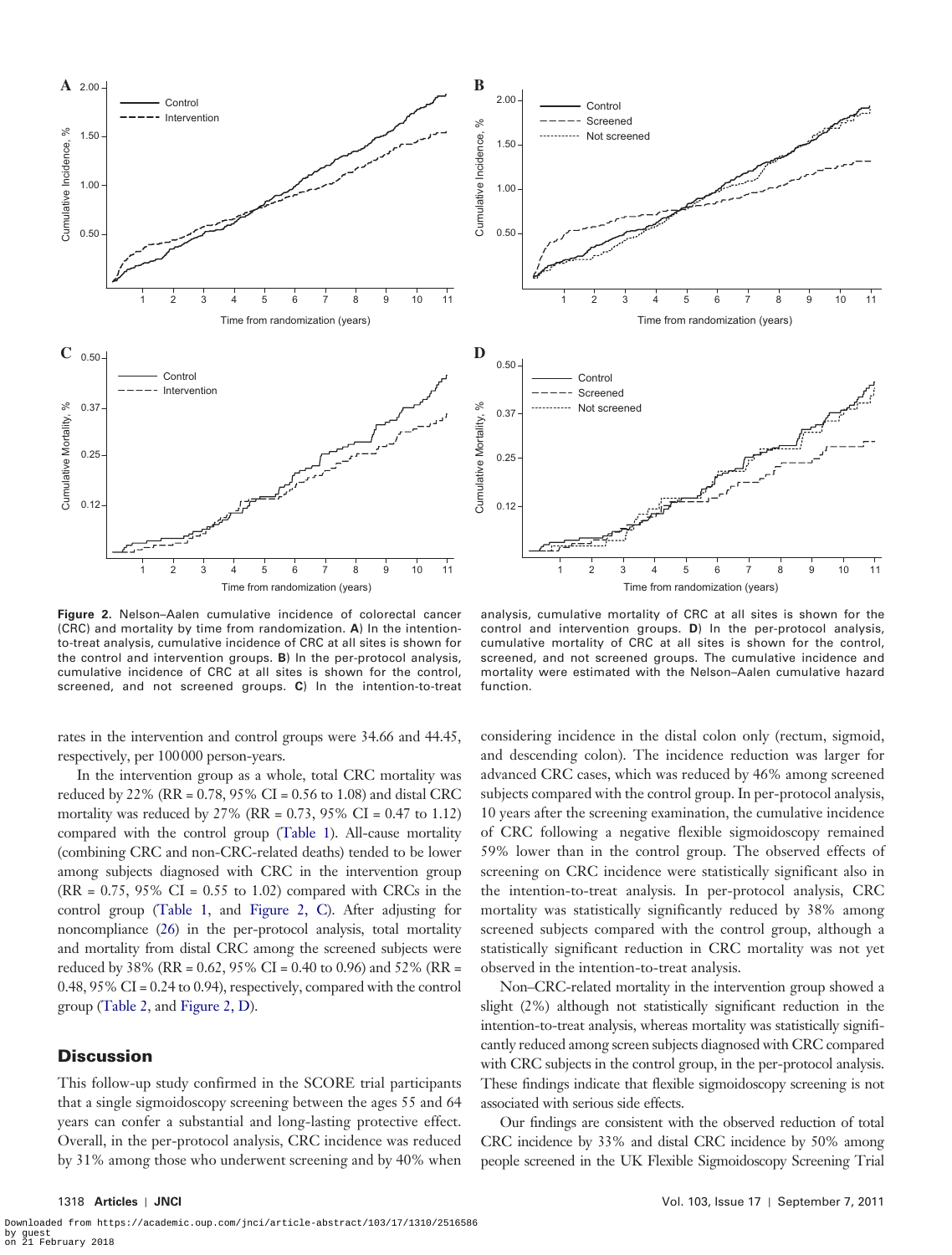Figure 2. Nelson–Aalen cumulative incidence of colorectal cancer (CRC) and mortality by time from randomization. **A**) In the intention-to-treat analysis, cumulative incidence of CRC at all sites is shown for the control and intervention groups. **B**) In the per-protocol analysis, cumulative incidence of CRC at all sites is shown for the control, screened, and not screened groups. **C**) In the intention-to-treat analysis, cumulative mortality of CRC at all sites is shown for the control and intervention groups. **D**) In the per-protocol analysis, cumulative mortality of CRC at all sites is shown for the control, screened, and not screened groups. The cumulative incidence and mortality were estimated with the Nelson–Aalen cumulative hazard function.

rates in the intervention and control groups were 34.66 and 44.45, respectively, per 100000 person-years.

In the intervention group as a whole, total CRC mortality was reduced by 22% (RR = 0.78, 95% CI = 0.56 to 1.08) and distal CRC mortality was reduced by 27% (RR = 0.73, 95% CI = 0.47 to 1.12) compared with the control group (Table 1). All-cause mortality (combining CRC and non-CRC-related deaths) tended to be lower among subjects diagnosed with CRC in the intervention group (RR = 0.75, 95% CI = 0.55 to 1.02) compared with CRCs in the control group (Table 1, and Figure 2, C). After adjusting for noncompliance (26) in the per-protocol analysis, total mortality and mortality from distal CRC among the screened subjects were reduced by 38% (RR = 0.62, 95% CI = 0.40 to 0.96) and 52% (RR = 0.48, 95% CI = 0.24 to 0.94), respectively, compared with the control group (Table 2, and Figure 2, D).

## Discussion

This follow-up study confirmed in the SCORE trial participants that a single sigmoidoscopy screening between the ages 55 and 64 years can confer a substantial and long-lasting protective effect. Overall, in the per-protocol analysis, CRC incidence was reduced by 31% among those who underwent screening and by 40% when considering incidence in the distal colon only (rectum, sigmoid, and descending colon). The incidence reduction was larger for advanced CRC cases, which was reduced by 46% among screened subjects compared with the control group. In per-protocol analysis, 10 years after the screening examination, the cumulative incidence of CRC following a negative flexible sigmoidoscopy remained 59% lower than in the control group. The observed effects of screening on CRC incidence were statistically significant also in the intention-to-treat analysis. In per-protocol analysis, CRC mortality was statistically significantly reduced by 38% among screened subjects compared with the control group, although a statistically significant reduction in CRC mortality was not yet observed in the intention-to-treat analysis.

Non–CRC-related mortality in the intervention group showed a slight (2%) although not statistically significant reduction in the intention-to-treat analysis, whereas mortality was statistically significantly reduced among screen subjects diagnosed with CRC compared with CRC subjects in the control group, in the per-protocol analysis. These findings indicate that flexible sigmoidoscopy screening is not associated with serious side effects.

Our findings are consistent with the observed reduction of total CRC incidence by 33% and distal CRC incidence by 50% among people screened in the UK Flexible Sigmoidoscopy Screening Trial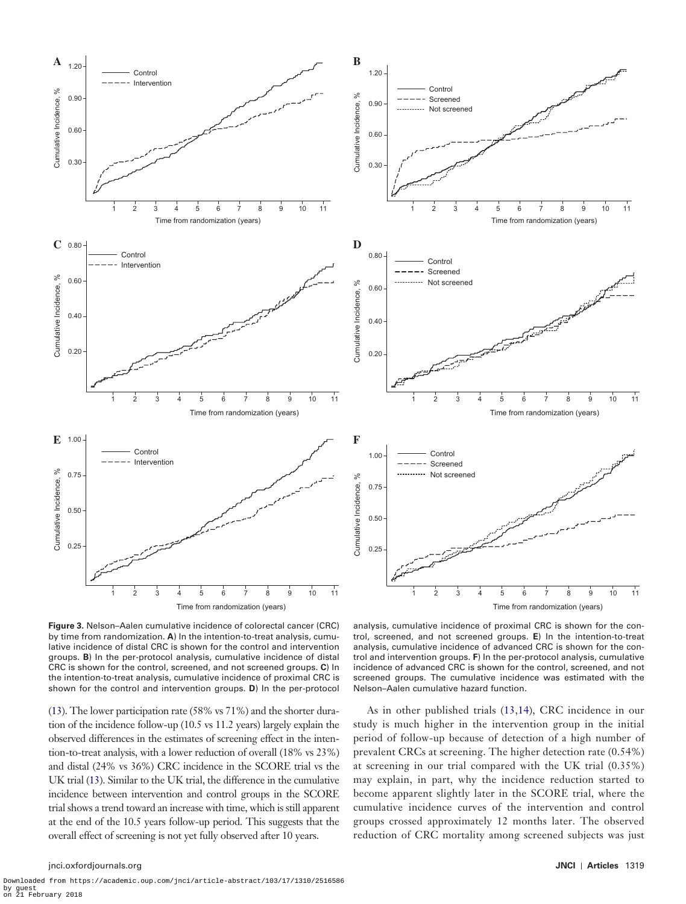**Figure 3.** Nelson–Aalen cumulative incidence of colorectal cancer (CRC) by time from randomization. **A**) In the intention-to-treat analysis, cumulative incidence of distal CRC is shown for the control and intervention groups. **B**) In the per-protocol analysis, cumulative incidence of distal CRC is shown for the control, screened, and not screened groups. **C**) In the intention-to-treat analysis, cumulative incidence of proximal CRC is shown for the control and intervention groups. **D**) In the per-protocol analysis, cumulative incidence of proximal CRC is shown for the control, screened, and not screened groups. **E**) In the intention-to-treat analysis, cumulative incidence of advanced CRC is shown for the control and intervention groups. **F**) In the per-protocol analysis, cumulative incidence of advanced CRC is shown for the control, screened, and not screened groups. The cumulative incidence was estimated with the Nelson–Aalen cumulative hazard function.

(13). The lower participation rate (58% vs 71%) and the shorter duration of the incidence follow-up (10.5 vs 11.2 years) largely explain the observed differences in the estimates of screening effect in the intention-to-treat analysis, with a lower reduction of overall (18% vs 23%) and distal (24% vs 36%) CRC incidence in the SCORE trial vs the UK trial (13). Similar to the UK trial, the difference in the cumulative incidence between intervention and control groups in the SCORE trial shows a trend toward an increase with time, which is still apparent at the end of the 10.5 years follow-up period. This suggests that the overall effect of screening is not yet fully observed after 10 years.

As in other published trials (13,14), CRC incidence in our study is much higher in the intervention group in the initial period of follow-up because of detection of a high number of prevalent CRCs at screening. The higher detection rate (0.54%) at screening in our trial compared with the UK trial (0.35%) may explain, in part, why the incidence reduction started to become apparent slightly later in the SCORE trial, where the cumulative incidence curves of the intervention and control groups crossed approximately 12 months later. The observed reduction of CRC mortality among screened subjects was just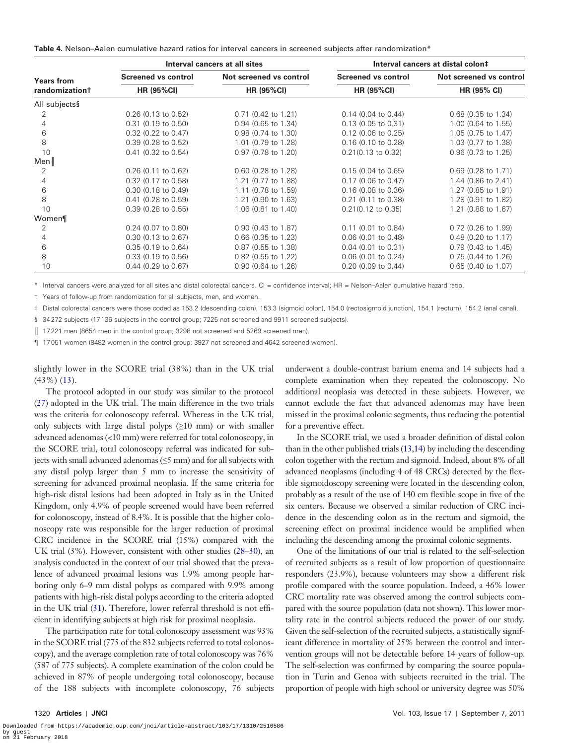**Table 4.** Nelson–Aalen cumulative hazard ratios for interval cancers in screened subjects after randomization*

| Years from randomization† | Interval cancers at all sites | | Interval cancers at distal colon‡ | |
|---|---|---|---|---|
| | Screened vs control | Not screened vs control | Screened vs control | Not screened vs control |
| | HR (95%CI) | HR (95%CI) | HR (95%CI) | HR (95% CI) |
| All subjects§ | | | | |
| 2 | 0.26 (0.13 to 0.52) | 0.71 (0.42 to 1.21) | 0.14 (0.04 to 0.44) | 0.68 (0.35 to 1.34) |
| 4 | 0.31 (0.19 to 0.50) | 0.94 (0.65 to 1.34) | 0.13 (0.05 to 0.31) | 1.00 (0.64 to 1.55) |
| 6 | 0.32 (0.22 to 0.47) | 0.98 (0.74 to 1.30) | 0.12 (0.06 to 0.25) | 1.05 (0.75 to 1.47) |
| 8 | 0.39 (0.28 to 0.52) | 1.01 (0.79 to 1.28) | 0.16 (0.10 to 0.28) | 1.03 (0.77 to 1.38) |
| 10 | 0.41 (0.32 to 0.54) | 0.97 (0.78 to 1.20) | 0.21(0.13 to 0.32) | 0.96 (0.73 to 1.25) |
| Men‖ | | | | |
| 2 | 0.26 (0.11 to 0.62) | 0.60 (0.28 to 1.28) | 0.15 (0.04 to 0.65) | 0.69 (0.28 to 1.71) |
| 4 | 0.32 (0.17 to 0.58) | 1.21 (0.77 to 1.88) | 0.17 (0.06 to 0.47) | 1.44 (0.86 to 2.41) |
| 6 | 0.30 (0.18 to 0.49) | 1.11 (0.78 to 1.59) | 0.16 (0.08 to 0.36) | 1.27 (0.85 to 1.91) |
| 8 | 0.41 (0.28 to 0.59) | 1.21 (0.90 to 1.63) | 0.21 (0.11 to 0.38) | 1.28 (0.91 to 1.82) |
| 10 | 0.39 (0.28 to 0.55) | 1.06 (0.81 to 1.40) | 0.21(0.12 to 0.35) | 1.21 (0.88 to 1.67) |
| Women¶ | | | | |
| 2 | 0.24 (0.07 to 0.80) | 0.90 (0.43 to 1.87) | 0.11 (0.01 to 0.84) | 0.72 (0.26 to 1.99) |
| 4 | 0.30 (0.13 to 0.67) | 0.66 (0.35 to 1.23) | 0.06 (0.01 to 0.48) | 0.48 (0.20 to 1.17) |
| 6 | 0.35 (0.19 to 0.64) | 0.87 (0.55 to 1.38) | 0.04 (0.01 to 0.31) | 0.79 (0.43 to 1.45) |
| 8 | 0.33 (0.19 to 0.56) | 0.82 (0.55 to 1.22) | 0.06 (0.01 to 0.24) | 0.75 (0.44 to 1.26) |
| 10 | 0.44 (0.29 to 0.67) | 0.90 (0.64 to 1.26) | 0.20 (0.09 to 0.44) | 0.65 (0.40 to 1.07) |

\* Interval cancers were analyzed for all sites and distal colorectal cancers. CI = confidence interval; HR = Nelson–Aalen cumulative hazard ratio.

† Years of follow-up from randomization for all subjects, men, and women.

‡ Distal colorectal cancers were those coded as 153.2 (descending colon), 153.3 (sigmoid colon), 154.0 (rectosigmoid junction), 154.1 (rectum), 154.2 (anal canal).

§ 34 272 subjects (17 136 subjects in the control group; 7225 not screened and 9911 screened subjects).

‖ 17 221 men (8654 men in the control group; 3298 not screened and 5269 screened men).

¶ 17 051 women (8482 women in the control group; 3927 not screened and 4642 screened women).

slightly lower in the SCORE trial (38%) than in the UK trial (43%) (13).

The protocol adopted in our study was similar to the protocol (27) adopted in the UK trial. The main difference in the two trials was the criteria for colonoscopy referral. Whereas in the UK trial, only subjects with large distal polyps (≥10 mm) or with smaller advanced adenomas (<10 mm) were referred for total colonoscopy, in the SCORE trial, total colonoscopy referral was indicated for subjects with small advanced adenomas (≤5 mm) and for all subjects with any distal polyp larger than 5 mm to increase the sensitivity of screening for advanced proximal neoplasia. If the same criteria for high-risk distal lesions had been adopted in Italy as in the United Kingdom, only 4.9% of people screened would have been referred for colonoscopy, instead of 8.4%. It is possible that the higher colonoscopy rate was responsible for the larger reduction of proximal CRC incidence in the SCORE trial (15%) compared with the UK trial (3%). However, consistent with other studies (28–30), an analysis conducted in the context of our trial showed that the prevalence of advanced proximal lesions was 1.9% among people harboring only 6–9 mm distal polyps as compared with 9.9% among patients with high-risk distal polyps according to the criteria adopted in the UK trial (31). Therefore, lower referral threshold is not efficient in identifying subjects at high risk for proximal neoplasia.

The participation rate for total colonoscopy assessment was 93% in the SCORE trial (775 of the 832 subjects referred to total colonoscopy), and the average completion rate of total colonoscopy was 76% (587 of 775 subjects). A complete examination of the colon could be achieved in 87% of people undergoing total colonoscopy, because of the 188 subjects with incomplete colonoscopy, 76 subjects underwent a double-contrast barium enema and 14 subjects had a complete examination when they repeated the colonoscopy. No additional neoplasia was detected in these subjects. However, we cannot exclude the fact that advanced adenomas may have been missed in the proximal colonic segments, thus reducing the potential for a preventive effect.

In the SCORE trial, we used a broader definition of distal colon than in the other published trials (13,14) by including the descending colon together with the rectum and sigmoid. Indeed, about 8% of all advanced neoplasms (including 4 of 48 CRCs) detected by the flexible sigmoidoscopy screening were located in the descending colon, probably as a result of the use of 140 cm flexible scope in five of the six centers. Because we observed a similar reduction of CRC incidence in the descending colon as in the rectum and sigmoid, the screening effect on proximal incidence would be amplified when including the descending among the proximal colonic segments.

One of the limitations of our trial is related to the self-selection of recruited subjects as a result of low proportion of questionnaire responders (23.9%), because volunteers may show a different risk profile compared with the source population. Indeed, a 46% lower CRC mortality rate was observed among the control subjects compared with the source population (data not shown). This lower mortality rate in the control subjects reduced the power of our study. Given the self-selection of the recruited subjects, a statistically significant difference in mortality of 25% between the control and intervention groups will not be detectable before 14 years of follow-up. The self-selection was confirmed by comparing the source population in Turin and Genoa with subjects recruited in the trial. The proportion of people with high school or university degree was 50%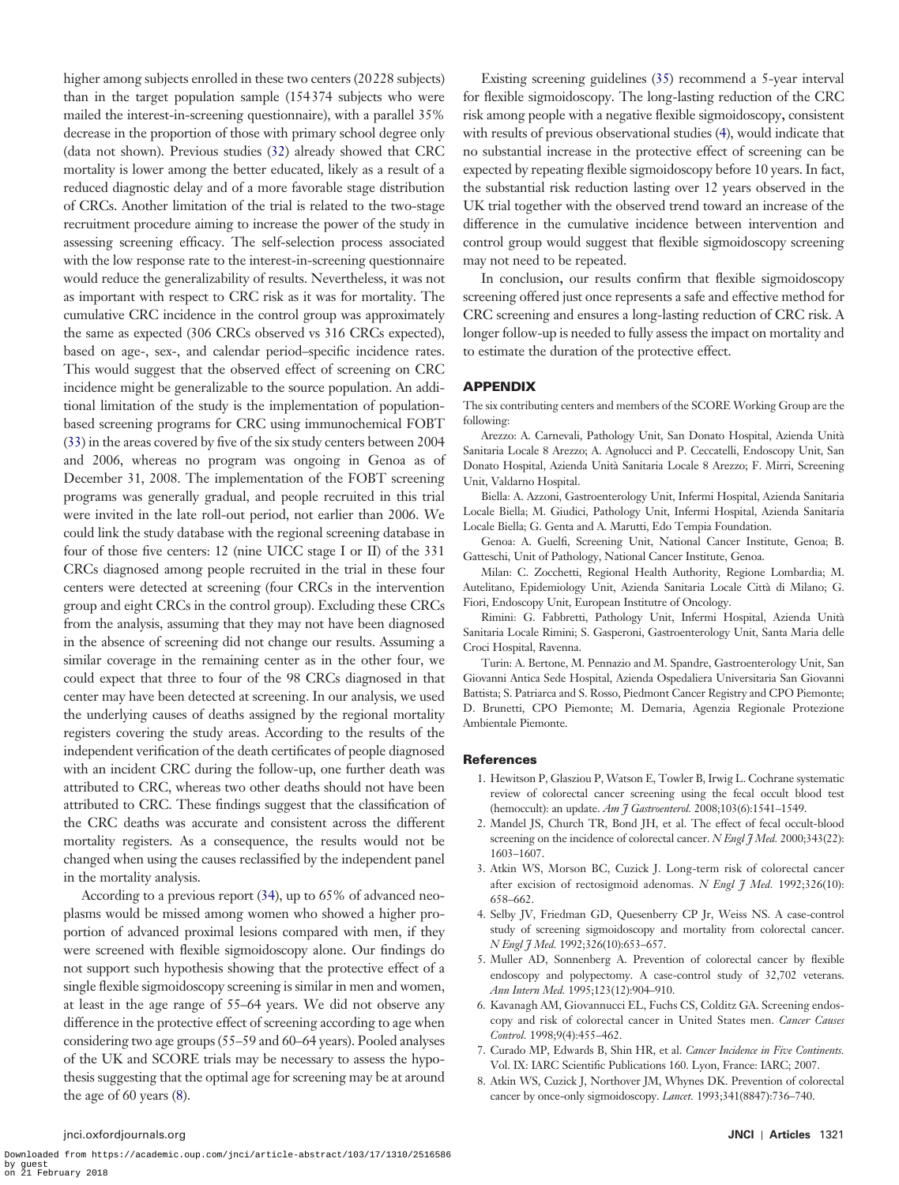higher among subjects enrolled in these two centers (20228 subjects) than in the target population sample (154374 subjects who were mailed the interest-in-screening questionnaire), with a parallel 35% decrease in the proportion of those with primary school degree only (data not shown). Previous studies (32) already showed that CRC mortality is lower among the better educated, likely as a result of a reduced diagnostic delay and of a more favorable stage distribution of CRCs. Another limitation of the trial is related to the two-stage recruitment procedure aiming to increase the power of the study in assessing screening efficacy. The self-selection process associated with the low response rate to the interest-in-screening questionnaire would reduce the generalizability of results. Nevertheless, it was not as important with respect to CRC risk as it was for mortality. The cumulative CRC incidence in the control group was approximately the same as expected (306 CRCs observed vs 316 CRCs expected), based on age-, sex-, and calendar period–specific incidence rates. This would suggest that the observed effect of screening on CRC incidence might be generalizable to the source population. An additional limitation of the study is the implementation of population-based screening programs for CRC using immunochemical FOBT (33) in the areas covered by five of the six study centers between 2004 and 2006, whereas no program was ongoing in Genoa as of December 31, 2008. The implementation of the FOBT screening programs was generally gradual, and people recruited in this trial were invited in the late roll-out period, not earlier than 2006. We could link the study database with the regional screening database in four of those five centers: 12 (nine UICC stage I or II) of the 331 CRCs diagnosed among people recruited in the trial in these four centers were detected at screening (four CRCs in the intervention group and eight CRCs in the control group). Excluding these CRCs from the analysis, assuming that they may not have been diagnosed in the absence of screening did not change our results. Assuming a similar coverage in the remaining center as in the other four, we could expect that three to four of the 98 CRCs diagnosed in that center may have been detected at screening. In our analysis, we used the underlying causes of deaths assigned by the regional mortality registers covering the study areas. According to the results of the independent verification of the death certificates of people diagnosed with an incident CRC during the follow-up, one further death was attributed to CRC, whereas two other deaths should not have been attributed to CRC. These findings suggest that the classification of the CRC deaths was accurate and consistent across the different mortality registers. As a consequence, the results would not be changed when using the causes reclassified by the independent panel in the mortality analysis.

According to a previous report (34), up to 65% of advanced neoplasms would be missed among women who showed a higher proportion of advanced proximal lesions compared with men, if they were screened with flexible sigmoidoscopy alone. Our findings do not support such hypothesis showing that the protective effect of a single flexible sigmoidoscopy screening is similar in men and women, at least in the age range of 55–64 years. We did not observe any difference in the protective effect of screening according to age when considering two age groups (55–59 and 60–64 years). Pooled analyses of the UK and SCORE trials may be necessary to assess the hypothesis suggesting that the optimal age for screening may be at around the age of 60 years (8).

Existing screening guidelines (35) recommend a 5-year interval for flexible sigmoidoscopy. The long-lasting reduction of the CRC risk among people with a negative flexible sigmoidoscopy, consistent with results of previous observational studies (4), would indicate that no substantial increase in the protective effect of screening can be expected by repeating flexible sigmoidoscopy before 10 years. In fact, the substantial risk reduction lasting over 12 years observed in the UK trial together with the observed trend toward an increase of the difference in the cumulative incidence between intervention and control group would suggest that flexible sigmoidoscopy screening may not need to be repeated.

In conclusion, our results confirm that flexible sigmoidoscopy screening offered just once represents a safe and effective method for CRC screening and ensures a long-lasting reduction of CRC risk. A longer follow-up is needed to fully assess the impact on mortality and to estimate the duration of the protective effect.

## APPENDIX

The six contributing centers and members of the SCORE Working Group are the following:

Arezzo: A. Carnevali, Pathology Unit, San Donato Hospital, Azienda Unità Sanitaria Locale 8 Arezzo; A. Agnolucci and P. Ceccatelli, Endoscopy Unit, San Donato Hospital, Azienda Unità Sanitaria Locale 8 Arezzo; F. Mirri, Screening Unit, Valdarno Hospital.

Biella: A. Azzoni, Gastroenterology Unit, Infermi Hospital, Azienda Sanitaria Locale Biella; M. Giudici, Pathology Unit, Infermi Hospital, Azienda Sanitaria Locale Biella; G. Genta and A. Marutti, Edo Tempia Foundation.

Genoa: A. Guelfi, Screening Unit, National Cancer Institute, Genoa; B. Gatteschi, Unit of Pathology, National Cancer Institute, Genoa.

Milan: C. Zocchetti, Regional Health Authority, Regione Lombardia; M. Autelitano, Epidemiology Unit, Azienda Sanitaria Locale Città di Milano; G. Fiori, Endoscopy Unit, European Institutre of Oncology.

Rimini: G. Fabbretti, Pathology Unit, Infermi Hospital, Azienda Unità Sanitaria Locale Rimini; S. Gasperoni, Gastroenterology Unit, Santa Maria delle Croci Hospital, Ravenna.

Turin: A. Bertone, M. Pennazio and M. Spandre, Gastroenterology Unit, San Giovanni Antica Sede Hospital, Azienda Ospedaliera Universitaria San Giovanni Battista; S. Patriarca and S. Rosso, Piedmont Cancer Registry and CPO Piemonte; D. Brunetti, CPO Piemonte; M. Demaria, Agenzia Regionale Protezione Ambientale Piemonte.

## References

1. Hewitson P, Glasziou P, Watson E, Towler B, Irwig L. Cochrane systematic review of colorectal cancer screening using the fecal occult blood test (hemoccult): an update. *Am J Gastroenterol.* 2008;103(6):1541–1549.
2. Mandel JS, Church TR, Bond JH, et al. The effect of fecal occult-blood screening on the incidence of colorectal cancer. *N Engl J Med.* 2000;343(22):1603–1607.
3. Atkin WS, Morson BC, Cuzick J. Long-term risk of colorectal cancer after excision of rectosigmoid adenomas. *N Engl J Med.* 1992;326(10):658–662.
4. Selby JV, Friedman GD, Quesenberry CP Jr, Weiss NS. A case-control study of screening sigmoidoscopy and mortality from colorectal cancer. *N Engl J Med.* 1992;326(10):653–657.
5. Muller AD, Sonnenberg A. Prevention of colorectal cancer by flexible endoscopy and polypectomy. A case-control study of 32,702 veterans. *Ann Intern Med.* 1995;123(12):904–910.
6. Kavanagh AM, Giovannucci EL, Fuchs CS, Colditz GA. Screening endoscopy and risk of colorectal cancer in United States men. *Cancer Causes Control.* 1998;9(4):455–462.
7. Curado MP, Edwards B, Shin HR, et al. *Cancer Incidence in Five Continents.* Vol. IX: IARC Scientific Publications 160. Lyon, France: IARC; 2007.
8. Atkin WS, Cuzick J, Northover JM, Whynes DK. Prevention of colorectal cancer by once-only sigmoidoscopy. *Lancet.* 1993;341(8847):736–740.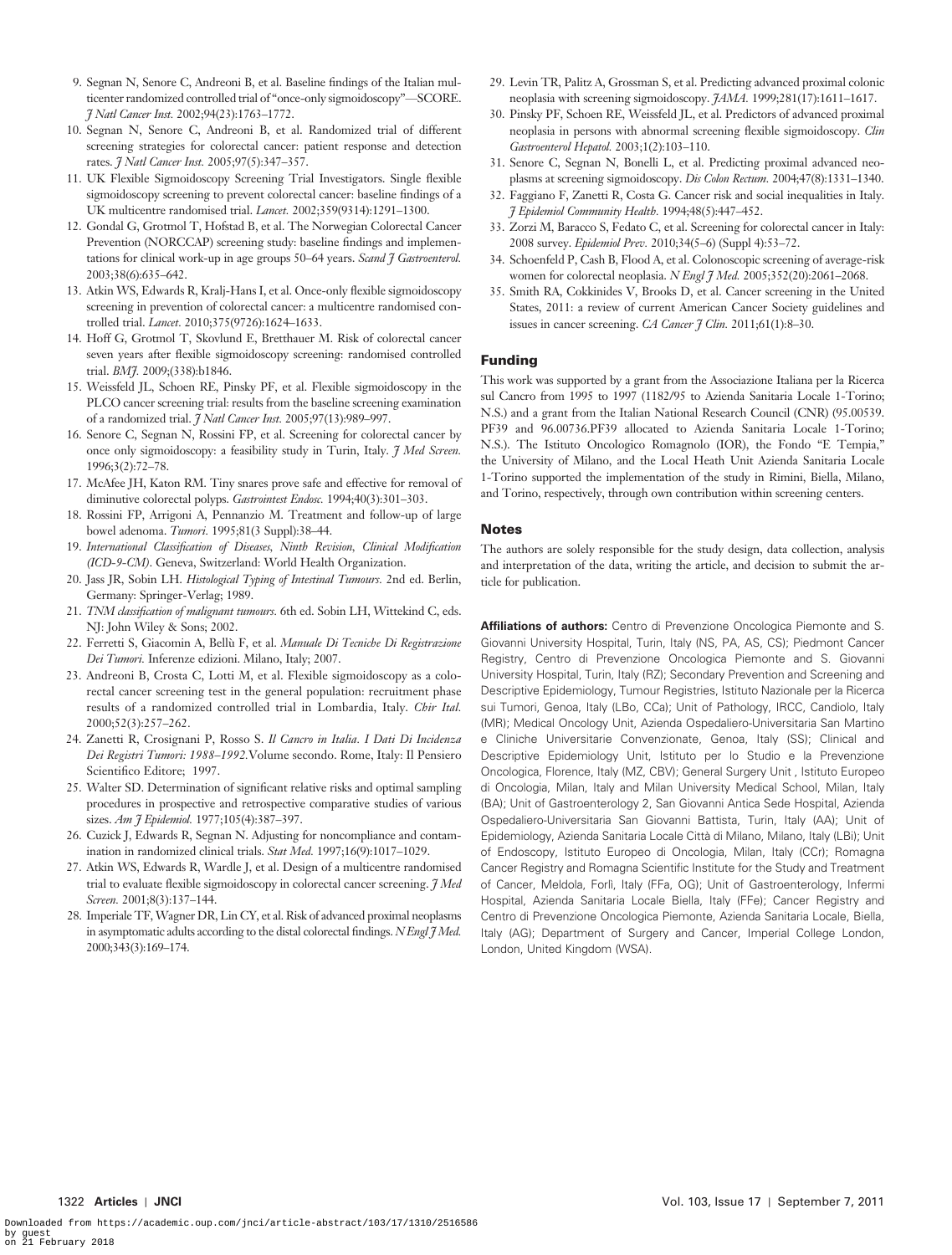9. Segnan N, Senore C, Andreoni B, et al. Baseline findings of the Italian multicenter randomized controlled trial of "once-only sigmoidoscopy"—SCORE. *J Natl Cancer Inst.* 2002;94(23):1763–1772.
10. Segnan N, Senore C, Andreoni B, et al. Randomized trial of different screening strategies for colorectal cancer: patient response and detection rates. *J Natl Cancer Inst.* 2005;97(5):347–357.
11. UK Flexible Sigmoidoscopy Screening Trial Investigators. Single flexible sigmoidoscopy screening to prevent colorectal cancer: baseline findings of a UK multicentre randomised trial. *Lancet.* 2002;359(9314):1291–1300.
12. Gondal G, Grotmol T, Hofstad B, et al. The Norwegian Colorectal Cancer Prevention (NORCCAP) screening study: baseline findings and implementations for clinical work-up in age groups 50–64 years. *Scand J Gastroenterol.* 2003;38(6):635–642.
13. Atkin WS, Edwards R, Kralj-Hans I, et al. Once-only flexible sigmoidoscopy screening in prevention of colorectal cancer: a multicentre randomised controlled trial. *Lancet.* 2010;375(9726):1624–1633.
14. Hoff G, Grotmol T, Skovlund E, Bretthauer M. Risk of colorectal cancer seven years after flexible sigmoidoscopy screening: randomised controlled trial. *BMJ.* 2009;(338):b1846.
15. Weissfeld JL, Schoen RE, Pinsky PF, et al. Flexible sigmoidoscopy in the PLCO cancer screening trial: results from the baseline screening examination of a randomized trial. *J Natl Cancer Inst.* 2005;97(13):989–997.
16. Senore C, Segnan N, Rossini FP, et al. Screening for colorectal cancer by once only sigmoidoscopy: a feasibility study in Turin, Italy. *J Med Screen.* 1996;3(2):72–78.
17. McAfee JH, Katon RM. Tiny snares prove safe and effective for removal of diminutive colorectal polyps. *Gastrointest Endosc.* 1994;40(3):301–303.
18. Rossini FP, Arrigoni A, Pennanzio M. Treatment and follow-up of large bowel adenoma. *Tumori.* 1995;81(3 Suppl):38–44.
19. *International Classification of Diseases, Ninth Revision, Clinical Modification (ICD-9-CM).* Geneva, Switzerland: World Health Organization.
20. Jass JR, Sobin LH. *Histological Typing of Intestinal Tumours.* 2nd ed. Berlin, Germany: Springer-Verlag; 1989.
21. *TNM classification of malignant tumours.* 6th ed. Sobin LH, Wittekind C, eds. NJ: John Wiley & Sons; 2002.
22. Ferretti S, Giacomin A, Bellù F, et al. *Manuale Di Tecniche Di Registrazione Dei Tumori.* Inferenze edizioni. Milano, Italy; 2007.
23. Andreoni B, Crosta C, Lotti M, et al. Flexible sigmoidoscopy as a colorectal cancer screening test in the general population: recruitment phase results of a randomized controlled trial in Lombardia, Italy. *Chir Ital.* 2000;52(3):257–262.
24. Zanetti R, Crosignani P, Rosso S. *Il Cancro in Italia. I Dati Di Incidenza Dei Registri Tumori: 1988–1992.* Volume secondo. Rome, Italy: Il Pensiero Scientifico Editore; 1997.
25. Walter SD. Determination of significant relative risks and optimal sampling procedures in prospective and retrospective comparative studies of various sizes. *Am J Epidemiol.* 1977;105(4):387–397.
26. Cuzick J, Edwards R, Segnan N. Adjusting for noncompliance and contamination in randomized clinical trials. *Stat Med.* 1997;16(9):1017–1029.
27. Atkin WS, Edwards R, Wardle J, et al. Design of a multicentre randomised trial to evaluate flexible sigmoidoscopy in colorectal cancer screening. *J Med Screen.* 2001;8(3):137–144.
28. Imperiale TF, Wagner DR, Lin CY, et al. Risk of advanced proximal neoplasms in asymptomatic adults according to the distal colorectal findings. *N Engl J Med.* 2000;343(3):169–174.
29. Levin TR, Palitz A, Grossman S, et al. Predicting advanced proximal colonic neoplasia with screening sigmoidoscopy. *JAMA.* 1999;281(17):1611–1617.
30. Pinsky PF, Schoen RE, Weissfeld JL, et al. Predictors of advanced proximal neoplasia in persons with abnormal screening flexible sigmoidoscopy. *Clin Gastroenterol Hepatol.* 2003;1(2):103–110.
31. Senore C, Segnan N, Bonelli L, et al. Predicting proximal advanced neoplasms at screening sigmoidoscopy. *Dis Colon Rectum.* 2004;47(8):1331–1340.
32. Faggiano F, Zanetti R, Costa G. Cancer risk and social inequalities in Italy. *J Epidemiol Community Health.* 1994;48(5):447–452.
33. Zorzi M, Baracco S, Fedato C, et al. Screening for colorectal cancer in Italy: 2008 survey. *Epidemiol Prev.* 2010;34(5–6) (Suppl 4):53–72.
34. Schoenfeld P, Cash B, Flood A, et al. Colonoscopic screening of average-risk women for colorectal neoplasia. *N Engl J Med.* 2005;352(20):2061–2068.
35. Smith RA, Cokkinides V, Brooks D, et al. Cancer screening in the United States, 2011: a review of current American Cancer Society guidelines and issues in cancer screening. *CA Cancer J Clin.* 2011;61(1):8–30.

## Funding

This work was supported by a grant from the Associazione Italiana per la Ricerca sul Cancro from 1995 to 1997 (1182/95 to Azienda Sanitaria Locale 1-Torino; N.S.) and a grant from the Italian National Research Council (CNR) (95.00539. PF39 and 96.00736.PF39 allocated to Azienda Sanitaria Locale 1-Torino; N.S.). The Istituto Oncologico Romagnolo (IOR), the Fondo "E. Tempia," the University of Milano, and the Local Heath Unit Azienda Sanitaria Locale 1-Torino supported the implementation of the study in Rimini, Biella, Milano, and Torino, respectively, through own contribution within screening centers.

## Notes

The authors are solely responsible for the study design, data collection, analysis and interpretation of the data, writing the article, and decision to submit the article for publication.

**Affiliations of authors:** Centro di Prevenzione Oncologica Piemonte and S. Giovanni University Hospital, Turin, Italy (NS, PA, AS, CS); Piedmont Cancer Registry, Centro di Prevenzione Oncologica Piemonte and S. Giovanni University Hospital, Turin, Italy (RZ); Secondary Prevention and Screening and Descriptive Epidemiology, Tumour Registries, Istituto Nazionale per la Ricerca sui Tumori, Genoa, Italy (LBo, CCa); Unit of Pathology, IRCC, Candiolo, Italy (MR); Medical Oncology Unit, Azienda Ospedaliero-Universitaria San Martino e Cliniche Universitarie Convenzionate, Genoa, Italy (SS); Clinical and Descriptive Epidemiology Unit, Istituto per lo Studio e la Prevenzione Oncologica, Florence, Italy (MZ, CBV); General Surgery Unit , Istituto Europeo di Oncologia, Milan, Italy and Milan University Medical School, Milan, Italy (BA); Unit of Gastroenterology 2, San Giovanni Antica Sede Hospital, Azienda Ospedaliero-Universitaria San Giovanni Battista, Turin, Italy (AA); Unit of Epidemiology, Azienda Sanitaria Locale Città di Milano, Milano, Italy (LBi); Unit of Endoscopy, Istituto Europeo di Oncologia, Milan, Italy (CCr); Romagna Cancer Registry and Romagna Scientific Institute for the Study and Treatment of Cancer, Meldola, Forlì, Italy (FFa, OG); Unit of Gastroenterology, Infermi Hospital, Azienda Sanitaria Locale Biella, Italy (FFe); Cancer Registry and Centro di Prevenzione Oncologica Piemonte, Azienda Sanitaria Locale, Biella, Italy (AG); Department of Surgery and Cancer, Imperial College London, London, United Kingdom (WSA).